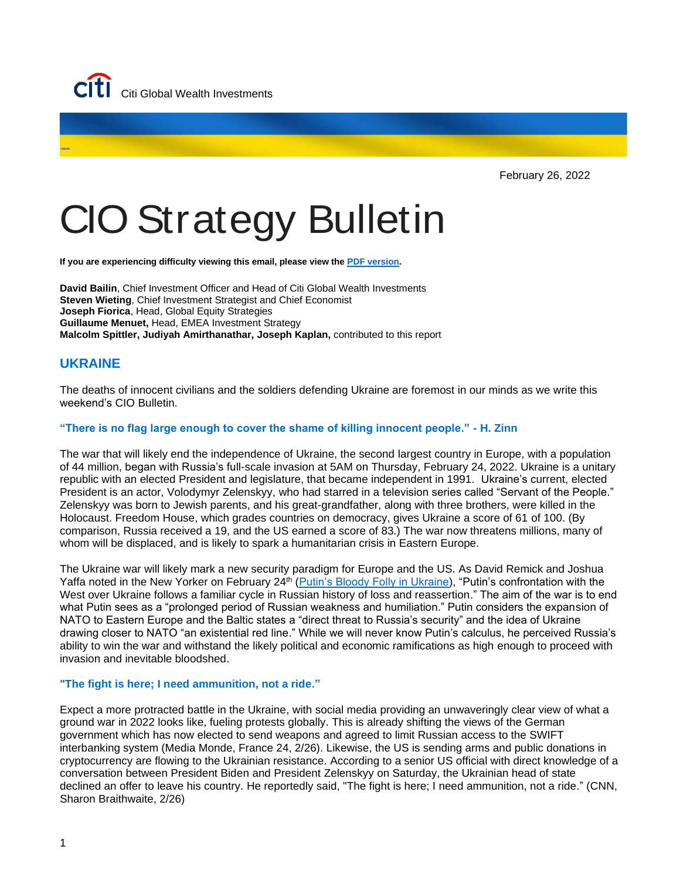Citi Global Wealth Investments

February 26, 2022

# CIO Strategy Bulletin

**If you are experiencing difficulty viewing this email, please view the PDF version.**

**David Bailin**, Chief Investment Officer and Head of Citi Global Wealth Investments
**Steven Wieting**, Chief Investment Strategist and Chief Economist
**Joseph Fiorica**, Head, Global Equity Strategies
**Guillaume Menuet,** Head, EMEA Investment Strategy
**Malcolm Spittler, Judiyah Amirthanathar, Joseph Kaplan,** contributed to this report

## UKRAINE

The deaths of innocent civilians and the soldiers defending Ukraine are foremost in our minds as we write this weekend's CIO Bulletin.

#### "There is no flag large enough to cover the shame of killing innocent people." - H. Zinn

The war that will likely end the independence of Ukraine, the second largest country in Europe, with a population of 44 million, began with Russia's full-scale invasion at 5AM on Thursday, February 24, 2022. Ukraine is a unitary republic with an elected President and legislature, that became independent in 1991. Ukraine's current, elected President is an actor, Volodymyr Zelenskyy, who had starred in a television series called "Servant of the People." Zelenskyy was born to Jewish parents, and his great-grandfather, along with three brothers, were killed in the Holocaust. Freedom House, which grades countries on democracy, gives Ukraine a score of 61 of 100. (By comparison, Russia received a 19, and the US earned a score of 83.) The war now threatens millions, many of whom will be displaced, and is likely to spark a humanitarian crisis in Eastern Europe.

The Ukraine war will likely mark a new security paradigm for Europe and the US. As David Remick and Joshua Yaffa noted in the New Yorker on February 24th (Putin's Bloody Folly in Ukraine), "Putin's confrontation with the West over Ukraine follows a familiar cycle in Russian history of loss and reassertion." The aim of the war is to end what Putin sees as a "prolonged period of Russian weakness and humiliation." Putin considers the expansion of NATO to Eastern Europe and the Baltic states a "direct threat to Russia's security" and the idea of Ukraine drawing closer to NATO "an existential red line." While we will never know Putin's calculus, he perceived Russia's ability to win the war and withstand the likely political and economic ramifications as high enough to proceed with invasion and inevitable bloodshed.

#### "The fight is here; I need ammunition, not a ride."

Expect a more protracted battle in the Ukraine, with social media providing an unwaveringly clear view of what a ground war in 2022 looks like, fueling protests globally. This is already shifting the views of the German government which has now elected to send weapons and agreed to limit Russian access to the SWIFT interbanking system (Media Monde, France 24, 2/26). Likewise, the US is sending arms and public donations in cryptocurrency are flowing to the Ukrainian resistance. According to a senior US official with direct knowledge of a conversation between President Biden and President Zelenskyy on Saturday, the Ukrainian head of state declined an offer to leave his country. He reportedly said, "The fight is here; I need ammunition, not a ride." (CNN, Sharon Braithwaite, 2/26)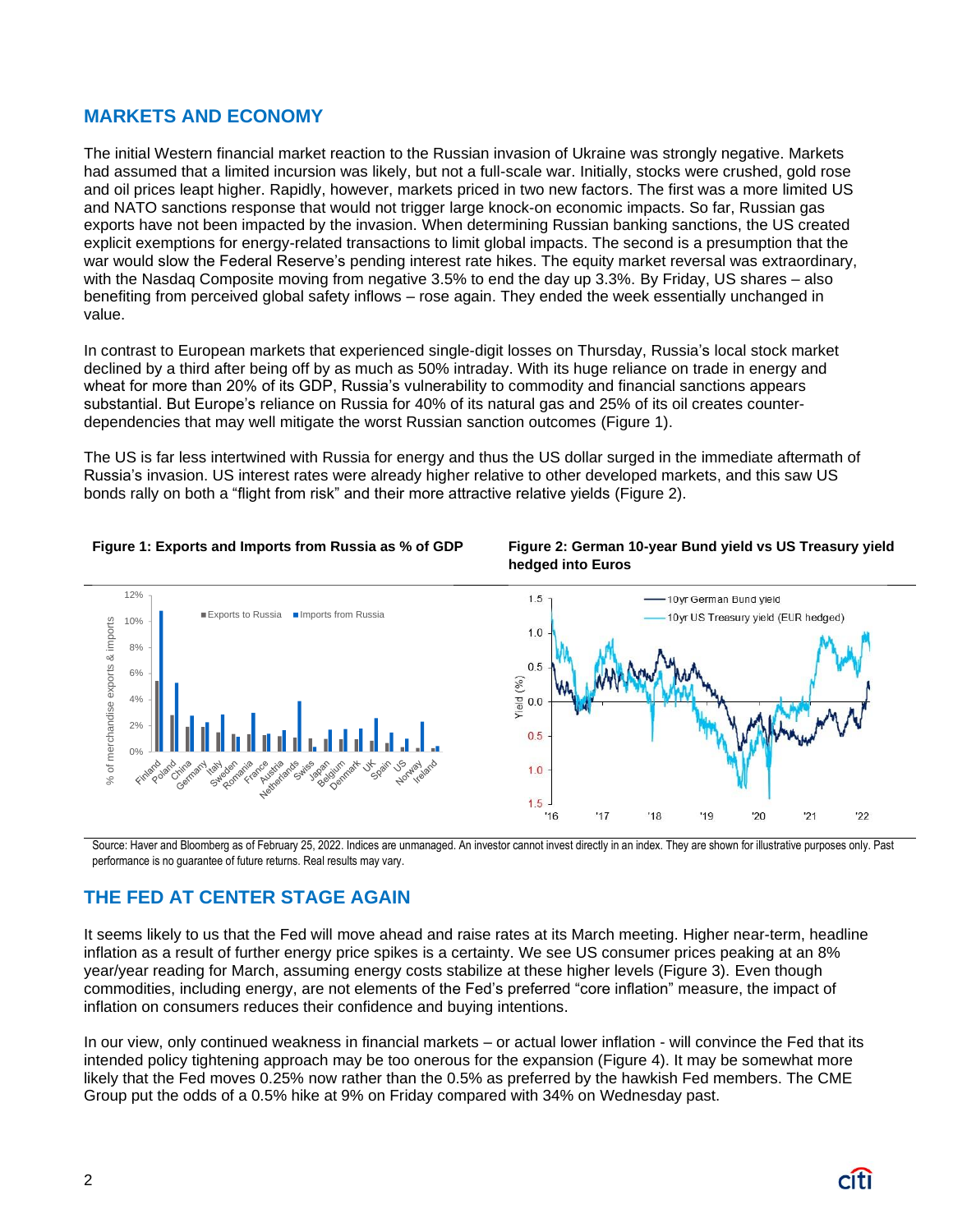## MARKETS AND ECONOMY

The initial Western financial market reaction to the Russian invasion of Ukraine was strongly negative. Markets had assumed that a limited incursion was likely, but not a full-scale war. Initially, stocks were crushed, gold rose and oil prices leapt higher. Rapidly, however, markets priced in two new factors. The first was a more limited US and NATO sanctions response that would not trigger large knock-on economic impacts. So far, Russian gas exports have not been impacted by the invasion. When determining Russian banking sanctions, the US created explicit exemptions for energy-related transactions to limit global impacts. The second is a presumption that the war would slow the Federal Reserve's pending interest rate hikes. The equity market reversal was extraordinary, with the Nasdaq Composite moving from negative 3.5% to end the day up 3.3%. By Friday, US shares – also benefiting from perceived global safety inflows – rose again. They ended the week essentially unchanged in value.

In contrast to European markets that experienced single-digit losses on Thursday, Russia's local stock market declined by a third after being off by as much as 50% intraday. With its huge reliance on trade in energy and wheat for more than 20% of its GDP, Russia's vulnerability to commodity and financial sanctions appears substantial. But Europe's reliance on Russia for 40% of its natural gas and 25% of its oil creates counter-dependencies that may well mitigate the worst Russian sanction outcomes (Figure 1).

The US is far less intertwined with Russia for energy and thus the US dollar surged in the immediate aftermath of Russia's invasion. US interest rates were already higher relative to other developed markets, and this saw US bonds rally on both a "flight from risk" and their more attractive relative yields (Figure 2).

**Figure 1: Exports and Imports from Russia as % of GDP**

**Figure 2: German 10-year Bund yield vs US Treasury yield hedged into Euros**

Source: Haver and Bloomberg as of February 25, 2022. Indices are unmanaged. An investor cannot invest directly in an index. They are shown for illustrative purposes only. Past performance is no guarantee of future returns. Real results may vary.

## THE FED AT CENTER STAGE AGAIN

It seems likely to us that the Fed will move ahead and raise rates at its March meeting. Higher near-term, headline inflation as a result of further energy price spikes is a certainty. We see US consumer prices peaking at an 8% year/year reading for March, assuming energy costs stabilize at these higher levels (Figure 3). Even though commodities, including energy, are not elements of the Fed's preferred "core inflation" measure, the impact of inflation on consumers reduces their confidence and buying intentions.

In our view, only continued weakness in financial markets – or actual lower inflation - will convince the Fed that its intended policy tightening approach may be too onerous for the expansion (Figure 4). It may be somewhat more likely that the Fed moves 0.25% now rather than the 0.5% as preferred by the hawkish Fed members. The CME Group put the odds of a 0.5% hike at 9% on Friday compared with 34% on Wednesday past.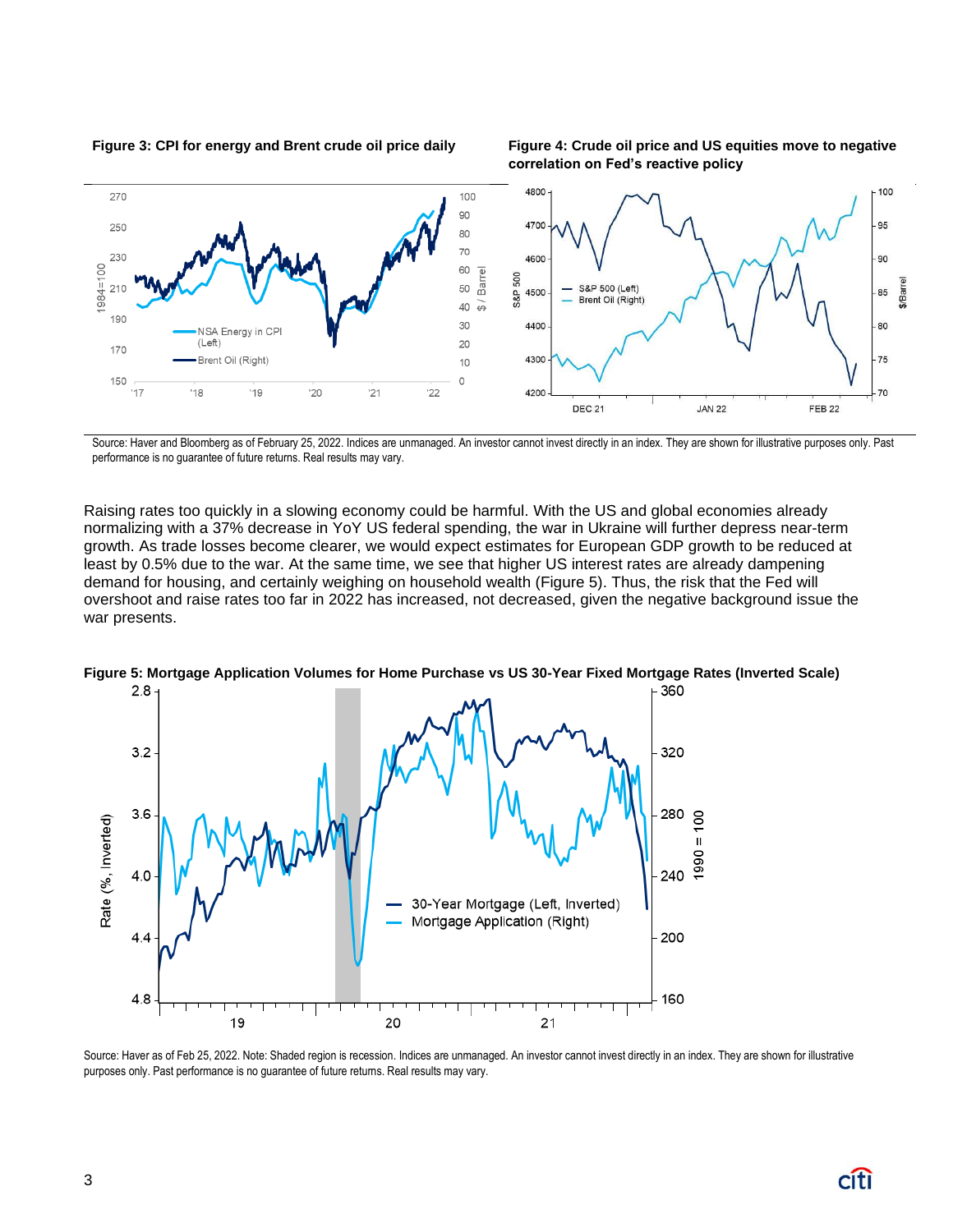**Figure 3: CPI for energy and Brent crude oil price daily**

**Figure 4: Crude oil price and US equities move to negative correlation on Fed's reactive policy**

Source: Haver and Bloomberg as of February 25, 2022. Indices are unmanaged. An investor cannot invest directly in an index. They are shown for illustrative purposes only. Past performance is no guarantee of future returns. Real results may vary.

Raising rates too quickly in a slowing economy could be harmful. With the US and global economies already normalizing with a 37% decrease in YoY US federal spending, the war in Ukraine will further depress near-term growth. As trade losses become clearer, we would expect estimates for European GDP growth to be reduced at least by 0.5% due to the war. At the same time, we see that higher US interest rates are already dampening demand for housing, and certainly weighing on household wealth (Figure 5). Thus, the risk that the Fed will overshoot and raise rates too far in 2022 has increased, not decreased, given the negative background issue the war presents.

**Figure 5: Mortgage Application Volumes for Home Purchase vs US 30-Year Fixed Mortgage Rates (Inverted Scale)**

Source: Haver as of Feb 25, 2022. Note: Shaded region is recession. Indices are unmanaged. An investor cannot invest directly in an index. They are shown for illustrative purposes only. Past performance is no guarantee of future returns. Real results may vary.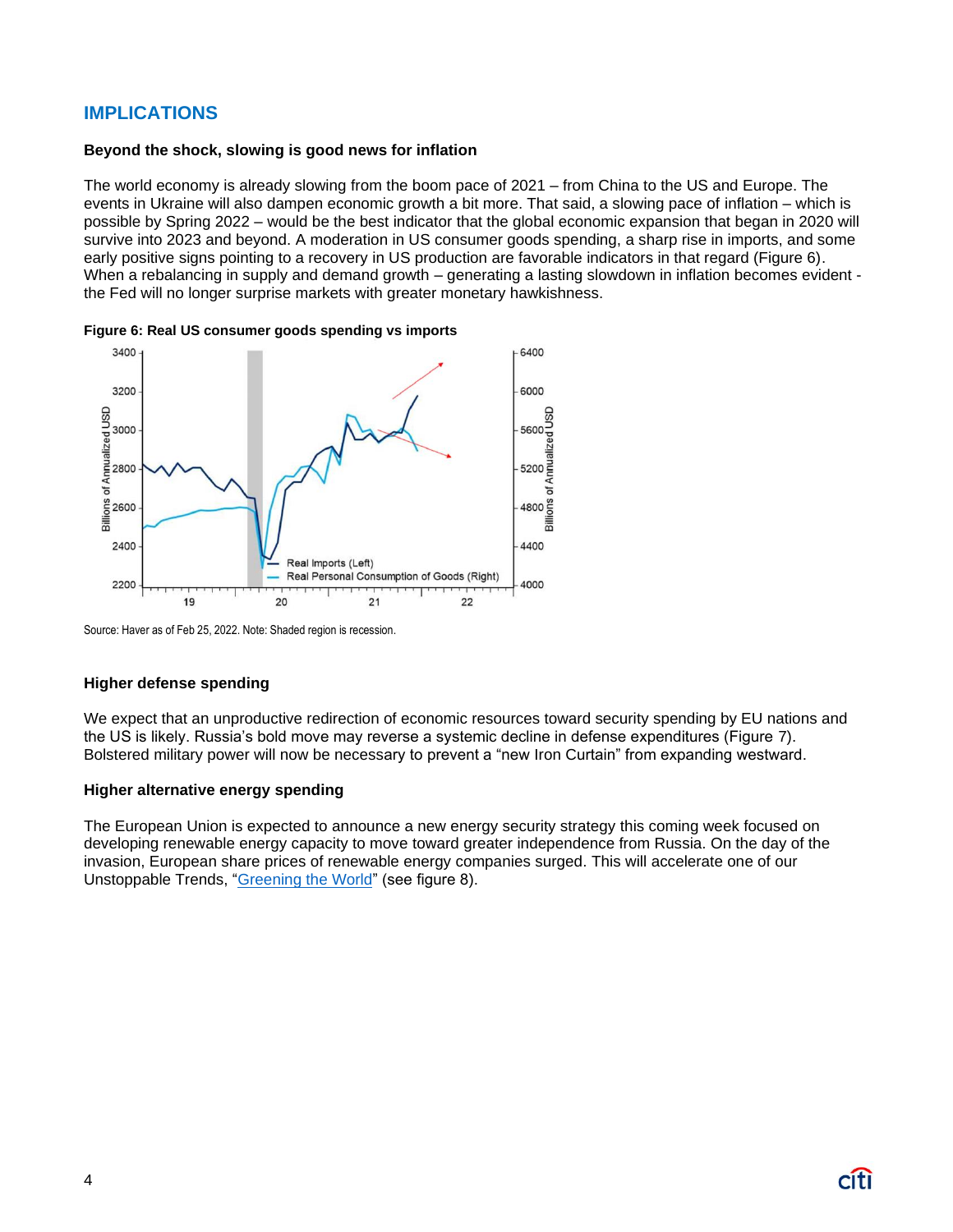## IMPLICATIONS

### Beyond the shock, slowing is good news for inflation

The world economy is already slowing from the boom pace of 2021 – from China to the US and Europe. The events in Ukraine will also dampen economic growth a bit more. That said, a slowing pace of inflation – which is possible by Spring 2022 – would be the best indicator that the global economic expansion that began in 2020 will survive into 2023 and beyond. A moderation in US consumer goods spending, a sharp rise in imports, and some early positive signs pointing to a recovery in US production are favorable indicators in that regard (Figure 6). When a rebalancing in supply and demand growth – generating a lasting slowdown in inflation becomes evident - the Fed will no longer surprise markets with greater monetary hawkishness.

**Figure 6: Real US consumer goods spending vs imports**

Source: Haver as of Feb 25, 2022. Note: Shaded region is recession.

### Higher defense spending

We expect that an unproductive redirection of economic resources toward security spending by EU nations and the US is likely. Russia's bold move may reverse a systemic decline in defense expenditures (Figure 7). Bolstered military power will now be necessary to prevent a "new Iron Curtain" from expanding westward.

### Higher alternative energy spending

The European Union is expected to announce a new energy security strategy this coming week focused on developing renewable energy capacity to move toward greater independence from Russia. On the day of the invasion, European share prices of renewable energy companies surged. This will accelerate one of our Unstoppable Trends, "Greening the World" (see figure 8).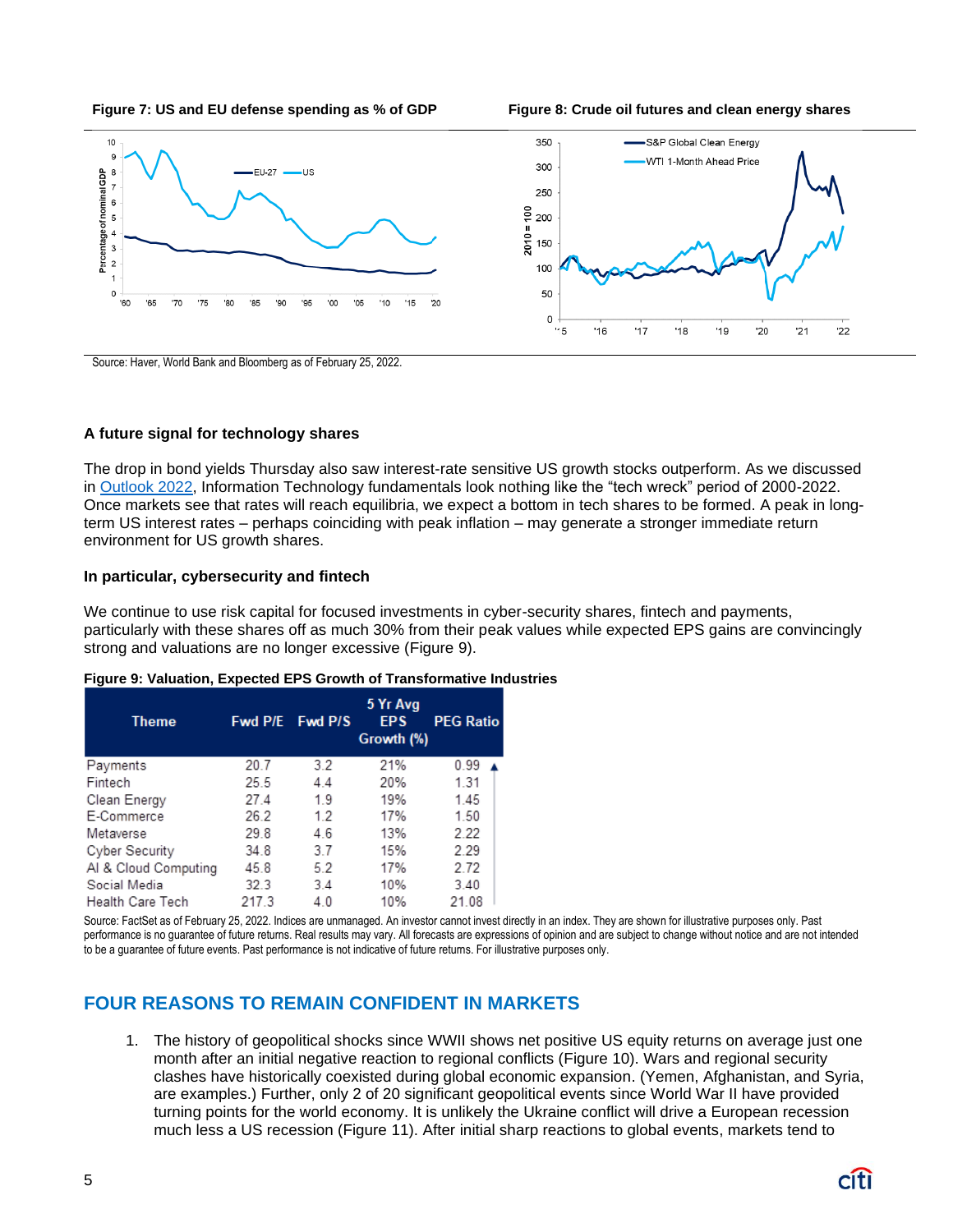**Figure 7: US and EU defense spending as % of GDP**

**Figure 8: Crude oil futures and clean energy shares**

Source: Haver, World Bank and Bloomberg as of February 25, 2022.

### A future signal for technology shares

The drop in bond yields Thursday also saw interest-rate sensitive US growth stocks outperform. As we discussed in Outlook 2022, Information Technology fundamentals look nothing like the "tech wreck" period of 2000-2022. Once markets see that rates will reach equilibria, we expect a bottom in tech shares to be formed. A peak in long-term US interest rates – perhaps coinciding with peak inflation – may generate a stronger immediate return environment for US growth shares.

### In particular, cybersecurity and fintech

We continue to use risk capital for focused investments in cyber-security shares, fintech and payments, particularly with these shares off as much 30% from their peak values while expected EPS gains are convincingly strong and valuations are no longer excessive (Figure 9).

**Figure 9: Valuation, Expected EPS Growth of Transformative Industries**

| Theme | Fwd P/E | Fwd P/S | 5 Yr Avg EPS Growth (%) | PEG Ratio |
|---|---|---|---|---|
| Payments | 20.7 | 3.2 | 21% | 0.99 |
| Fintech | 25.5 | 4.4 | 20% | 1.31 |
| Clean Energy | 27.4 | 1.9 | 19% | 1.45 |
| E-Commerce | 26.2 | 1.2 | 17% | 1.50 |
| Metaverse | 29.8 | 4.6 | 13% | 2.22 |
| Cyber Security | 34.8 | 3.7 | 15% | 2.29 |
| AI & Cloud Computing | 45.8 | 5.2 | 17% | 2.72 |
| Social Media | 32.3 | 3.4 | 10% | 3.40 |
| Health Care Tech | 217.3 | 4.0 | 10% | 21.08 |

Source: FactSet as of February 25, 2022. Indices are unmanaged. An investor cannot invest directly in an index. They are shown for illustrative purposes only. Past performance is no guarantee of future returns. Real results may vary. All forecasts are expressions of opinion and are subject to change without notice and are not intended to be a guarantee of future events. Past performance is not indicative of future returns. For illustrative purposes only.

## FOUR REASONS TO REMAIN CONFIDENT IN MARKETS

1. The history of geopolitical shocks since WWII shows net positive US equity returns on average just one month after an initial negative reaction to regional conflicts (Figure 10). Wars and regional security clashes have historically coexisted during global economic expansion. (Yemen, Afghanistan, and Syria, are examples.) Further, only 2 of 20 significant geopolitical events since World War II have provided turning points for the world economy. It is unlikely the Ukraine conflict will drive a European recession much less a US recession (Figure 11). After initial sharp reactions to global events, markets tend to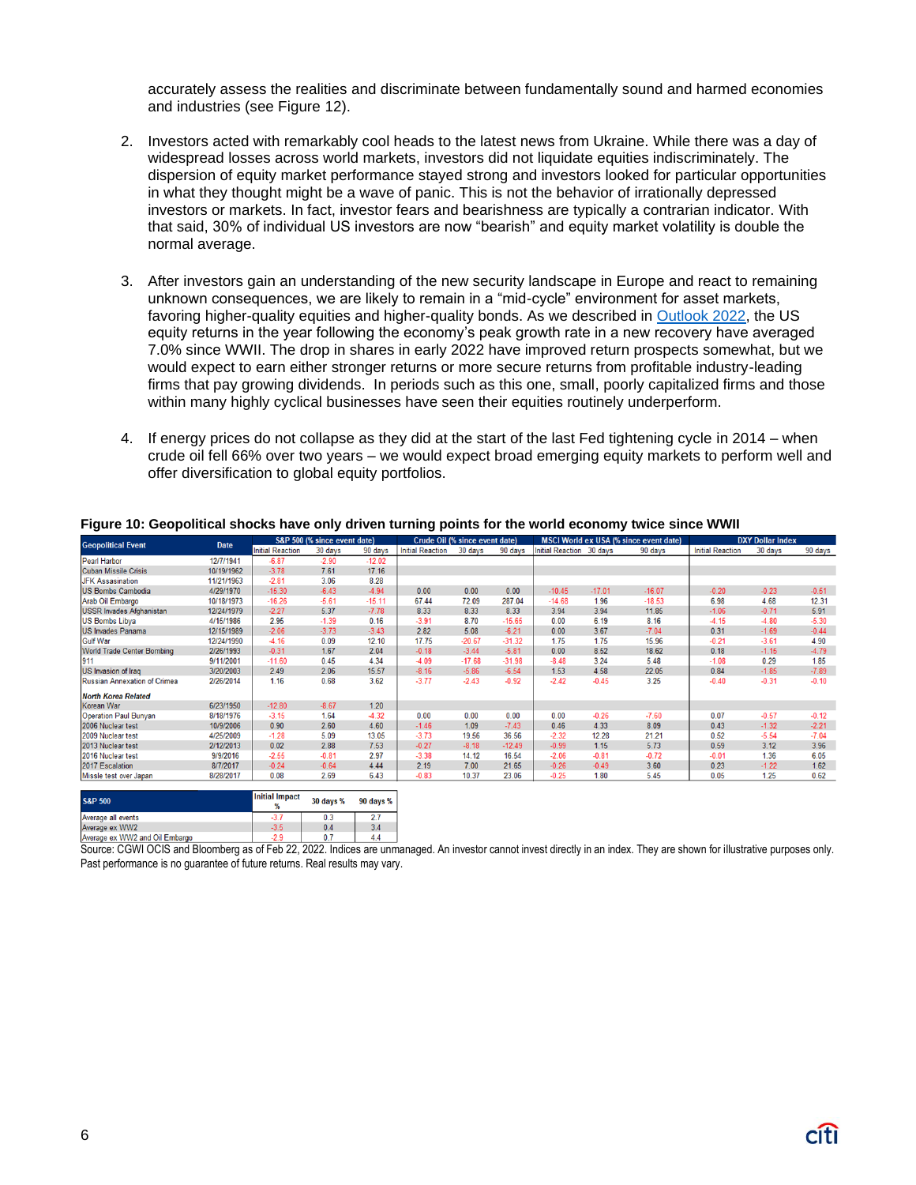accurately assess the realities and discriminate between fundamentally sound and harmed economies and industries (see Figure 12).

2. Investors acted with remarkably cool heads to the latest news from Ukraine. While there was a day of widespread losses across world markets, investors did not liquidate equities indiscriminately. The dispersion of equity market performance stayed strong and investors looked for particular opportunities in what they thought might be a wave of panic. This is not the behavior of irrationally depressed investors or markets. In fact, investor fears and bearishness are typically a contrarian indicator. With that said, 30% of individual US investors are now "bearish" and equity market volatility is double the normal average.

3. After investors gain an understanding of the new security landscape in Europe and react to remaining unknown consequences, we are likely to remain in a "mid-cycle" environment for asset markets, favoring higher-quality equities and higher-quality bonds. As we described in Outlook 2022, the US equity returns in the year following the economy's peak growth rate in a new recovery have averaged 7.0% since WWII. The drop in shares in early 2022 have improved return prospects somewhat, but we would expect to earn either stronger returns or more secure returns from profitable industry-leading firms that pay growing dividends. In periods such as this one, small, poorly capitalized firms and those within many highly cyclical businesses have seen their equities routinely underperform.

4. If energy prices do not collapse as they did at the start of the last Fed tightening cycle in 2014 – when crude oil fell 66% over two years – we would expect broad emerging equity markets to perform well and offer diversification to global equity portfolios.

**Figure 10: Geopolitical shocks have only driven turning points for the world economy twice since WWII**

| Geopolitical Event | Date | S&P 500 (% since event date) | | | Crude Oil (% since event date) | | | MSCI World ex USA (% since event date) | | | DXY Dollar Index | | |
|---|---|---|---|---|---|---|---|---|---|---|---|---|---|
| | | Initial Reaction | 30 days | 90 days | Initial Reaction | 30 days | 90 days | Initial Reaction | 30 days | 90 days | Initial Reaction | 30 days | 90 days |
| Pearl Harbor | 12/7/1941 | -6.87 | -2.90 | -12.02 | | | | | | | | | |
| Cuban Missile Crisis | 10/19/1962 | -3.78 | 7.61 | 17.16 | | | | | | | | | |
| JFK Assasination | 11/21/1963 | -2.81 | 3.06 | 8.28 | | | | | | | | | |
| US Bombs Cambodia | 4/29/1970 | -15.30 | -6.43 | -4.94 | 0.00 | 0.00 | 0.00 | -10.45 | -17.01 | -16.07 | -0.20 | -0.23 | -0.51 |
| Arab Oil Embargo | 10/18/1973 | -16.26 | -5.61 | -15.11 | 67.44 | 72.09 | 287.04 | -14.68 | 1.96 | -18.53 | 6.98 | 4.68 | 12.31 |
| USSR Invades Afghanistan | 12/24/1979 | -2.27 | 5.37 | -7.78 | 8.33 | 8.33 | 8.33 | 3.94 | 3.94 | 11.85 | -1.06 | -0.71 | 5.91 |
| US Bombs Libya | 4/15/1986 | 2.95 | -1.39 | 0.16 | -3.91 | 8.70 | -15.65 | 0.00 | 6.19 | 8.16 | -4.15 | -4.80 | -5.30 |
| US Invades Panama | 12/15/1989 | -2.06 | -3.73 | -3.43 | 2.82 | 5.08 | -6.21 | 0.00 | 3.67 | -7.04 | 0.31 | -1.69 | -0.44 |
| Gulf War | 12/24/1990 | -4.16 | 0.09 | 12.10 | 17.75 | -20.67 | -31.32 | 1.75 | 1.75 | 15.96 | -0.21 | -3.61 | 4.90 |
| World Trade Center Bombing | 2/26/1993 | -0.31 | 1.67 | 2.04 | -0.18 | -3.44 | -5.81 | 0.00 | 8.52 | 18.62 | 0.18 | -1.15 | -4.79 |
| 911 | 9/11/2001 | -11.60 | 0.45 | 4.34 | -4.09 | -17.68 | -31.98 | -8.48 | 3.24 | 5.48 | -1.08 | 0.29 | 1.85 |
| US Invasion of Iraq | 3/20/2003 | 2.49 | 2.06 | 15.57 | -8.16 | -5.86 | -6.54 | 1.53 | 4.58 | 22.05 | 0.84 | -1.85 | -7.89 |
| Russian Annexation of Crimea | 2/26/2014 | 1.16 | 0.68 | 3.62 | -3.77 | -2.43 | -0.92 | -2.42 | -0.45 | 3.25 | -0.40 | -0.31 | -0.10 |
| *North Korea Related* | | | | | | | | | | | | | |
| Korean War | 6/23/1950 | -12.80 | -8.67 | 1.20 | | | | | | | | | |
| Operation Paul Bunyan | 8/18/1976 | -3.15 | 1.64 | -4.32 | 0.00 | 0.00 | 0.00 | 0.00 | -0.26 | -7.60 | 0.07 | -0.57 | -0.12 |
| 2006 Nuclear test | 10/9/2006 | 0.90 | 2.60 | 4.60 | -1.46 | 1.09 | -7.43 | 0.46 | 4.33 | 8.09 | 0.43 | -1.32 | -2.21 |
| 2009 Nuclear test | 4/25/2009 | -1.28 | 5.09 | 13.05 | -3.73 | 19.56 | 36.56 | -2.32 | 12.28 | 21.21 | 0.52 | -5.54 | -7.04 |
| 2013 Nuclear test | 2/12/2013 | 0.02 | 2.88 | 7.53 | -0.27 | -8.18 | -12.49 | -0.99 | 1.15 | 5.73 | 0.59 | 3.12 | 3.96 |
| 2016 Nuclear test | 9/9/2016 | -2.55 | -0.81 | 2.97 | -3.38 | 14.12 | 16.54 | -2.06 | -0.81 | -0.72 | -0.01 | 1.36 | 6.05 |
| 2017 Escalation | 8/7/2017 | -0.24 | -0.64 | 4.44 | 2.19 | 7.00 | 21.65 | -0.26 | -0.49 | 3.60 | 0.23 | -1.22 | 1.62 |
| Missle test over Japan | 8/28/2017 | 0.08 | 2.69 | 6.43 | -0.83 | 10.37 | 23.06 | -0.25 | 1.80 | 5.45 | 0.05 | 1.25 | 0.62 |

| S&P 500 | Initial Impact % | 30 days % | 90 days % |
|---|---|---|---|
| Average all events | -3.7 | 0.3 | 2.7 |
| Average ex WW2 | -3.5 | 0.4 | 3.4 |
| Average ex WW2 and Oil Embargo | -2.9 | 0.7 | 4.4 |

Source: CGWI OCIS and Bloomberg as of Feb 22, 2022. Indices are unmanaged. An investor cannot invest directly in an index. They are shown for illustrative purposes only. Past performance is no guarantee of future returns. Real results may vary.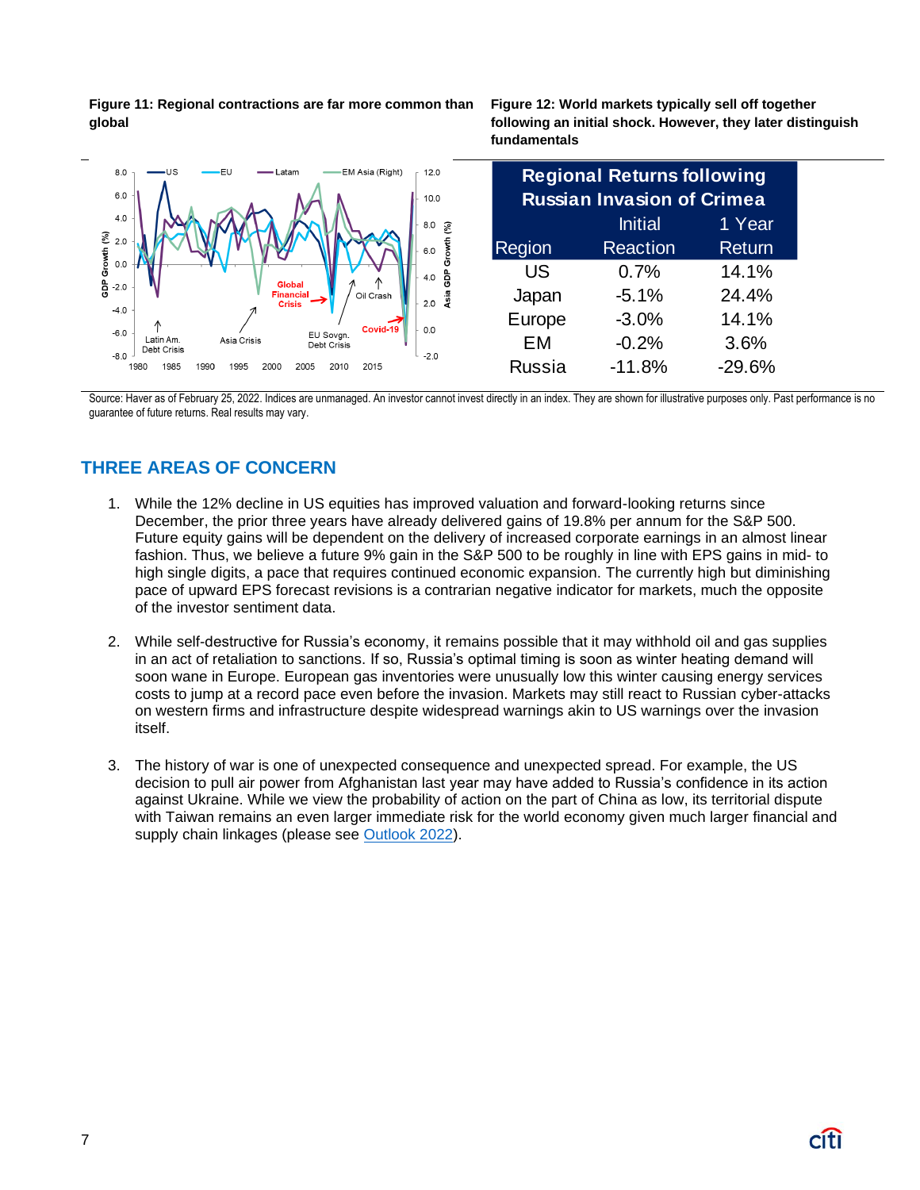**Figure 11: Regional contractions are far more common than global**

**Figure 12: World markets typically sell off together following an initial shock. However, they later distinguish fundamentals**

| Regional Returns following Russian Invasion of Crimea | | |
|---|---|---|
| Region | Initial Reaction | 1 Year Return |
| US | 0.7% | 14.1% |
| Japan | -5.1% | 24.4% |
| Europe | -3.0% | 14.1% |
| EM | -0.2% | 3.6% |
| Russia | -11.8% | -29.6% |

Source: Haver as of February 25, 2022. Indices are unmanaged. An investor cannot invest directly in an index. They are shown for illustrative purposes only. Past performance is no guarantee of future returns. Real results may vary.

## THREE AREAS OF CONCERN

1. While the 12% decline in US equities has improved valuation and forward-looking returns since December, the prior three years have already delivered gains of 19.8% per annum for the S&P 500. Future equity gains will be dependent on the delivery of increased corporate earnings in an almost linear fashion. Thus, we believe a future 9% gain in the S&P 500 to be roughly in line with EPS gains in mid- to high single digits, a pace that requires continued economic expansion. The currently high but diminishing pace of upward EPS forecast revisions is a contrarian negative indicator for markets, much the opposite of the investor sentiment data.

2. While self-destructive for Russia's economy, it remains possible that it may withhold oil and gas supplies in an act of retaliation to sanctions. If so, Russia's optimal timing is soon as winter heating demand will soon wane in Europe. European gas inventories were unusually low this winter causing energy services costs to jump at a record pace even before the invasion. Markets may still react to Russian cyber-attacks on western firms and infrastructure despite widespread warnings akin to US warnings over the invasion itself.

3. The history of war is one of unexpected consequence and unexpected spread. For example, the US decision to pull air power from Afghanistan last year may have added to Russia's confidence in its action against Ukraine. While we view the probability of action on the part of China as low, its territorial dispute with Taiwan remains an even larger immediate risk for the world economy given much larger financial and supply chain linkages (please see Outlook 2022).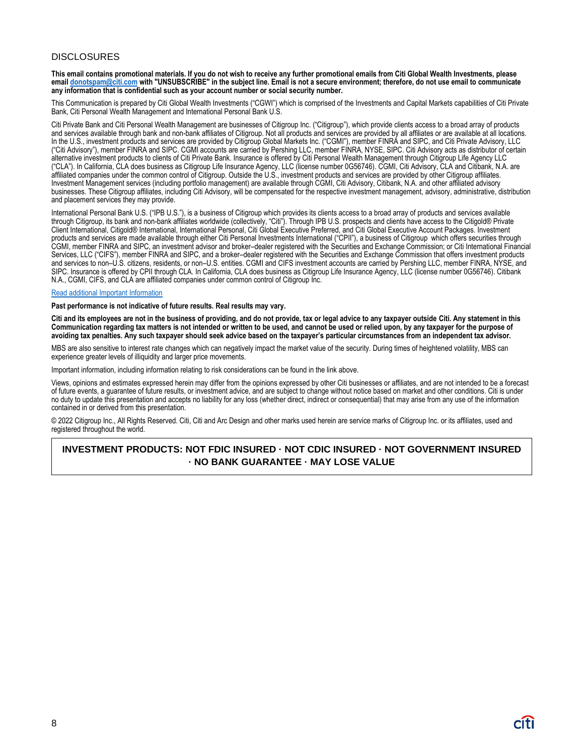# DISCLOSURES

**This email contains promotional materials. If you do not wish to receive any further promotional emails from Citi Global Wealth Investments, please email donotspam@citi.com with "UNSUBSCRIBE" in the subject line. Email is not a secure environment; therefore, do not use email to communicate any information that is confidential such as your account number or social security number.**

This Communication is prepared by Citi Global Wealth Investments ("CGWI") which is comprised of the Investments and Capital Markets capabilities of Citi Private Bank, Citi Personal Wealth Management and International Personal Bank U.S.

Citi Private Bank and Citi Personal Wealth Management are businesses of Citigroup Inc. ("Citigroup"), which provide clients access to a broad array of products and services available through bank and non-bank affiliates of Citigroup. Not all products and services are provided by all affiliates or are available at all locations. In the U.S., investment products and services are provided by Citigroup Global Markets Inc. ("CGMI"), member FINRA and SIPC, and Citi Private Advisory, LLC ("Citi Advisory"), member FINRA and SIPC. CGMI accounts are carried by Pershing LLC, member FINRA, NYSE, SIPC. Citi Advisory acts as distributor of certain alternative investment products to clients of Citi Private Bank. Insurance is offered by Citi Personal Wealth Management through Citigroup Life Agency LLC ("CLA"). In California, CLA does business as Citigroup Life Insurance Agency, LLC (license number 0G56746). CGMI, Citi Advisory, CLA and Citibank, N.A. are affiliated companies under the common control of Citigroup. Outside the U.S., investment products and services are provided by other Citigroup affiliates. Investment Management services (including portfolio management) are available through CGMI, Citi Advisory, Citibank, N.A. and other affiliated advisory businesses. These Citigroup affiliates, including Citi Advisory, will be compensated for the respective investment management, advisory, administrative, distribution and placement services they may provide.

International Personal Bank U.S. ("IPB U.S."), is a business of Citigroup which provides its clients access to a broad array of products and services available through Citigroup, its bank and non-bank affiliates worldwide (collectively, "Citi"). Through IPB U.S. prospects and clients have access to the Citigold® Private Client International, Citigold® International, International Personal, Citi Global Executive Preferred, and Citi Global Executive Account Packages. Investment products and services are made available through either Citi Personal Investments International ("CPII"), a business of Citigroup which offers securities through CGMI, member FINRA and SIPC, an investment advisor and broker–dealer registered with the Securities and Exchange Commission; or Citi International Financial Services, LLC ("CIFS"), member FINRA and SIPC, and a broker–dealer registered with the Securities and Exchange Commission that offers investment products and services to non–U.S. citizens, residents, or non–U.S. entities. CGMI and CIFS investment accounts are carried by Pershing LLC, member FINRA, NYSE, and SIPC. Insurance is offered by CPII through CLA. In California, CLA does business as Citigroup Life Insurance Agency, LLC (license number 0G56746). Citibank N.A., CGMI, CIFS, and CLA are affiliated companies under common control of Citigroup Inc.

Read additional Important Information

**Past performance is not indicative of future results. Real results may vary.**

**Citi and its employees are not in the business of providing, and do not provide, tax or legal advice to any taxpayer outside Citi. Any statement in this Communication regarding tax matters is not intended or written to be used, and cannot be used or relied upon, by any taxpayer for the purpose of avoiding tax penalties. Any such taxpayer should seek advice based on the taxpayer's particular circumstances from an independent tax advisor.**

MBS are also sensitive to interest rate changes which can negatively impact the market value of the security. During times of heightened volatility, MBS can experience greater levels of illiquidity and larger price movements.

Important information, including information relating to risk considerations can be found in the link above.

Views, opinions and estimates expressed herein may differ from the opinions expressed by other Citi businesses or affiliates, and are not intended to be a forecast of future events, a guarantee of future results, or investment advice, and are subject to change without notice based on market and other conditions. Citi is under no duty to update this presentation and accepts no liability for any loss (whether direct, indirect or consequential) that may arise from any use of the information contained in or derived from this presentation.

© 2022 Citigroup Inc., All Rights Reserved. Citi, Citi and Arc Design and other marks used herein are service marks of Citigroup Inc. or its affiliates, used and registered throughout the world.

**INVESTMENT PRODUCTS: NOT FDIC INSURED · NOT CDIC INSURED · NOT GOVERNMENT INSURED · NO BANK GUARANTEE · MAY LOSE VALUE**